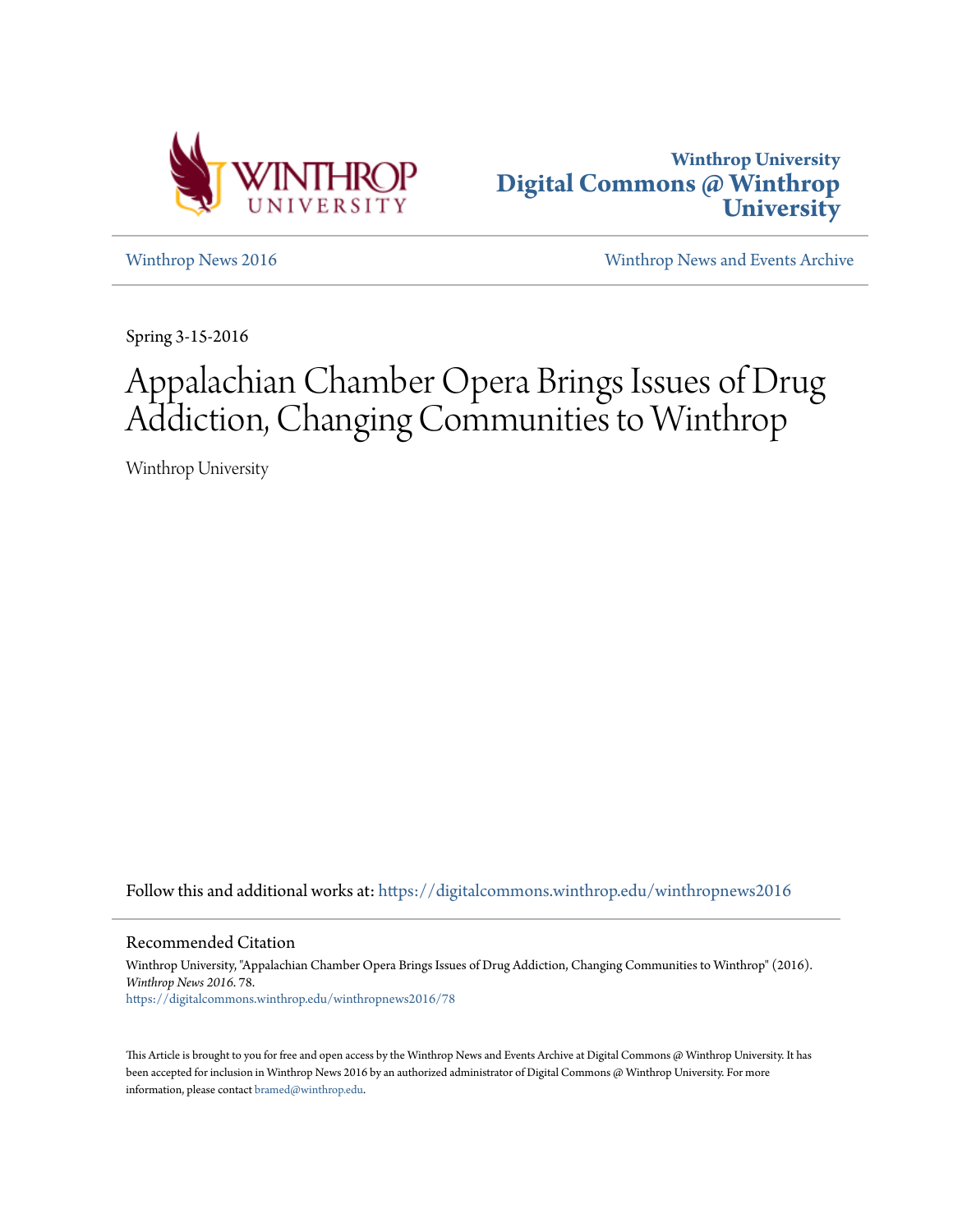Winthrop University
**Digital Commons @ Winthrop University**

Winthrop News 2016

Winthrop News and Events Archive

Spring 3-15-2016

# Appalachian Chamber Opera Brings Issues of Drug Addiction, Changing Communities to Winthrop

Winthrop University

Follow this and additional works at: https://digitalcommons.winthrop.edu/winthropnews2016

## Recommended Citation

Winthrop University, "Appalachian Chamber Opera Brings Issues of Drug Addiction, Changing Communities to Winthrop" (2016). *Winthrop News 2016*. 78.
https://digitalcommons.winthrop.edu/winthropnews2016/78

This Article is brought to you for free and open access by the Winthrop News and Events Archive at Digital Commons @ Winthrop University. It has been accepted for inclusion in Winthrop News 2016 by an authorized administrator of Digital Commons @ Winthrop University. For more information, please contact bramed@winthrop.edu.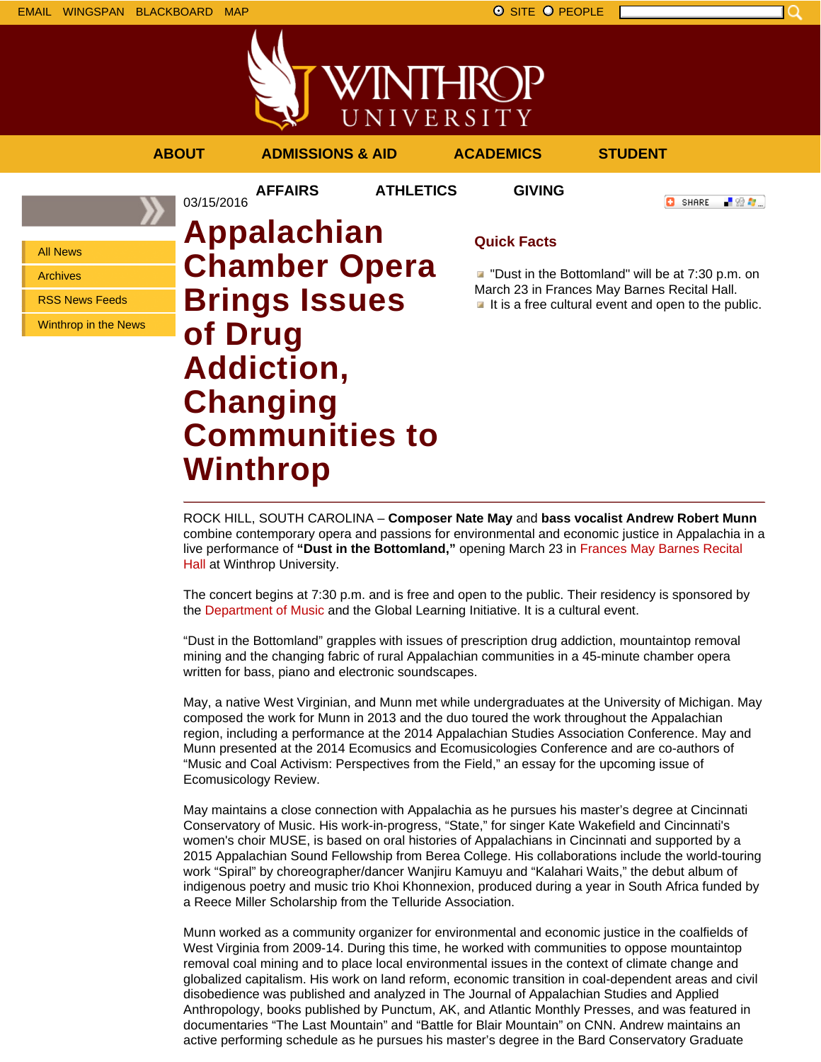EMAIL WINGSPAN BLACKBOARD MAP

SITE PEOPLE

ABOUT ADMISSIONS & AID ACADEMICS STUDENT AFFAIRS ATHLETICS GIVING

- All News
- Archives
- RSS News Feeds
- Winthrop in the News

03/15/2016

# Appalachian Chamber Opera Brings Issues of Drug Addiction, Changing Communities to Winthrop

### Quick Facts

- "Dust in the Bottomland" will be at 7:30 p.m. on March 23 in Frances May Barnes Recital Hall.
- It is a free cultural event and open to the public.

---

ROCK HILL, SOUTH CAROLINA – **Composer Nate May** and **bass vocalist Andrew Robert Munn** combine contemporary opera and passions for environmental and economic justice in Appalachia in a live performance of **"Dust in the Bottomland,"** opening March 23 in Frances May Barnes Recital Hall at Winthrop University.

The concert begins at 7:30 p.m. and is free and open to the public. Their residency is sponsored by the Department of Music and the Global Learning Initiative. It is a cultural event.

"Dust in the Bottomland" grapples with issues of prescription drug addiction, mountaintop removal mining and the changing fabric of rural Appalachian communities in a 45-minute chamber opera written for bass, piano and electronic soundscapes.

May, a native West Virginian, and Munn met while undergraduates at the University of Michigan. May composed the work for Munn in 2013 and the duo toured the work throughout the Appalachian region, including a performance at the 2014 Appalachian Studies Association Conference. May and Munn presented at the 2014 Ecomusics and Ecomusicologies Conference and are co-authors of "Music and Coal Activism: Perspectives from the Field," an essay for the upcoming issue of Ecomusicology Review.

May maintains a close connection with Appalachia as he pursues his master's degree at Cincinnati Conservatory of Music. His work-in-progress, "State," for singer Kate Wakefield and Cincinnati's women's choir MUSE, is based on oral histories of Appalachians in Cincinnati and supported by a 2015 Appalachian Sound Fellowship from Berea College. His collaborations include the world-touring work "Spiral" by choreographer/dancer Wanjiru Kamuyu and "Kalahari Waits," the debut album of indigenous poetry and music trio Khoi Khonnexion, produced during a year in South Africa funded by a Reece Miller Scholarship from the Telluride Association.

Munn worked as a community organizer for environmental and economic justice in the coalfields of West Virginia from 2009-14. During this time, he worked with communities to oppose mountaintop removal coal mining and to place local environmental issues in the context of climate change and globalized capitalism. His work on land reform, economic transition in coal-dependent areas and civil disobedience was published and analyzed in The Journal of Appalachian Studies and Applied Anthropology, books published by Punctum, AK, and Atlantic Monthly Presses, and was featured in documentaries "The Last Mountain" and "Battle for Blair Mountain" on CNN. Andrew maintains an active performing schedule as he pursues his master's degree in the Bard Conservatory Graduate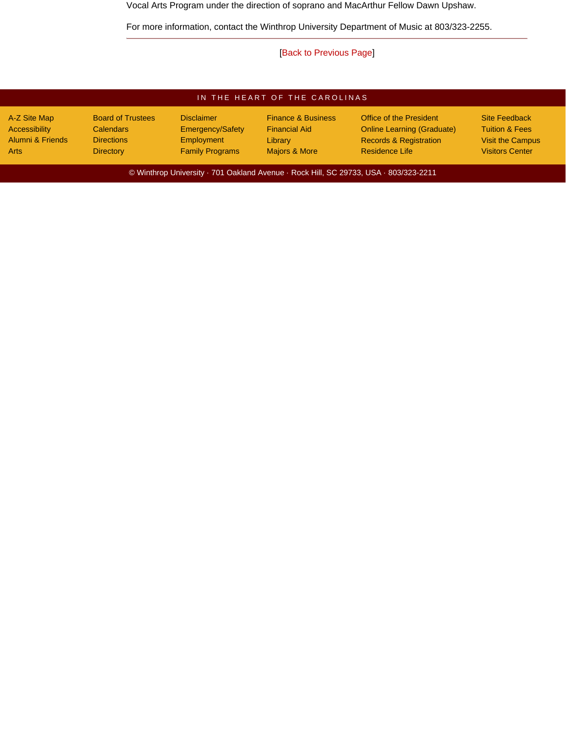Vocal Arts Program under the direction of soprano and MacArthur Fellow Dawn Upshaw.

For more information, contact the Winthrop University Department of Music at 803/323-2255.

---

[Back to Previous Page]

IN THE HEART OF THE CAROLINAS

A-Z Site Map
Accessibility
Alumni & Friends
Arts
Board of Trustees
Calendars
Directions
Directory
Disclaimer
Emergency/Safety
Employment
Family Programs
Finance & Business
Financial Aid
Library
Majors & More
Office of the President
Online Learning (Graduate)
Records & Registration
Residence Life
Site Feedback
Tuition & Fees
Visit the Campus
Visitors Center

© Winthrop University · 701 Oakland Avenue · Rock Hill, SC 29733, USA · 803/323-2211